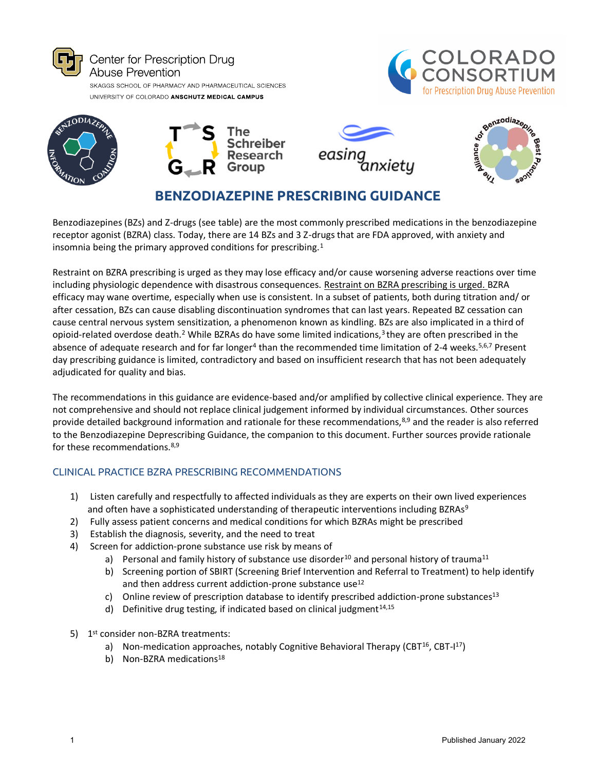Center for Prescription Drug Abuse Prevention
SKAGGS SCHOOL OF PHARMACY AND PHARMACEUTICAL SCIENCES
UNIVERSITY OF COLORADO **ANSCHUTZ MEDICAL CAMPUS**

COLORADO CONSORTIUM for Prescription Drug Abuse Prevention

# BENZODIAZEPINE PRESCRIBING GUIDANCE

Benzodiazepines (BZs) and Z-drugs (see table) are the most commonly prescribed medications in the benzodiazepine receptor agonist (BZRA) class. Today, there are 14 BZs and 3 Z-drugs that are FDA approved, with anxiety and insomnia being the primary approved conditions for prescribing.[1]

Restraint on BZRA prescribing is urged as they may lose efficacy and/or cause worsening adverse reactions over time including physiologic dependence with disastrous consequences. Restraint on BZRA prescribing is urged. BZRA efficacy may wane overtime, especially when use is consistent. In a subset of patients, both during titration and/ or after cessation, BZs can cause disabling discontinuation syndromes that can last years. Repeated BZ cessation can cause central nervous system sensitization, a phenomenon known as kindling. BZs are also implicated in a third of opioid-related overdose death.[2] While BZRAs do have some limited indications,[3] they are often prescribed in the absence of adequate research and for far longer[4] than the recommended time limitation of 2-4 weeks.[5,6,7] Present day prescribing guidance is limited, contradictory and based on insufficient research that has not been adequately adjudicated for quality and bias.

The recommendations in this guidance are evidence-based and/or amplified by collective clinical experience. They are not comprehensive and should not replace clinical judgement informed by individual circumstances. Other sources provide detailed background information and rationale for these recommendations,[8,9] and the reader is also referred to the Benzodiazepine Deprescribing Guidance, the companion to this document. Further sources provide rationale for these recommendations.[8,9]

## CLINICAL PRACTICE BZRA PRESCRIBING RECOMMENDATIONS

1) Listen carefully and respectfully to affected individuals as they are experts on their own lived experiences and often have a sophisticated understanding of therapeutic interventions including BZRAs[9]
2) Fully assess patient concerns and medical conditions for which BZRAs might be prescribed
3) Establish the diagnosis, severity, and the need to treat
4) Screen for addiction-prone substance use risk by means of
    a) Personal and family history of substance use disorder[10] and personal history of trauma[11]
    b) Screening portion of SBIRT (Screening Brief Intervention and Referral to Treatment) to help identify and then address current addiction-prone substance use[12]
    c) Online review of prescription database to identify prescribed addiction-prone substances[13]
    d) Definitive drug testing, if indicated based on clinical judgment[14,15]
5) 1st consider non-BZRA treatments:
    a) Non-medication approaches, notably Cognitive Behavioral Therapy (CBT[16], CBT-I[17])
    b) Non-BZRA medications[18]

Published January 2022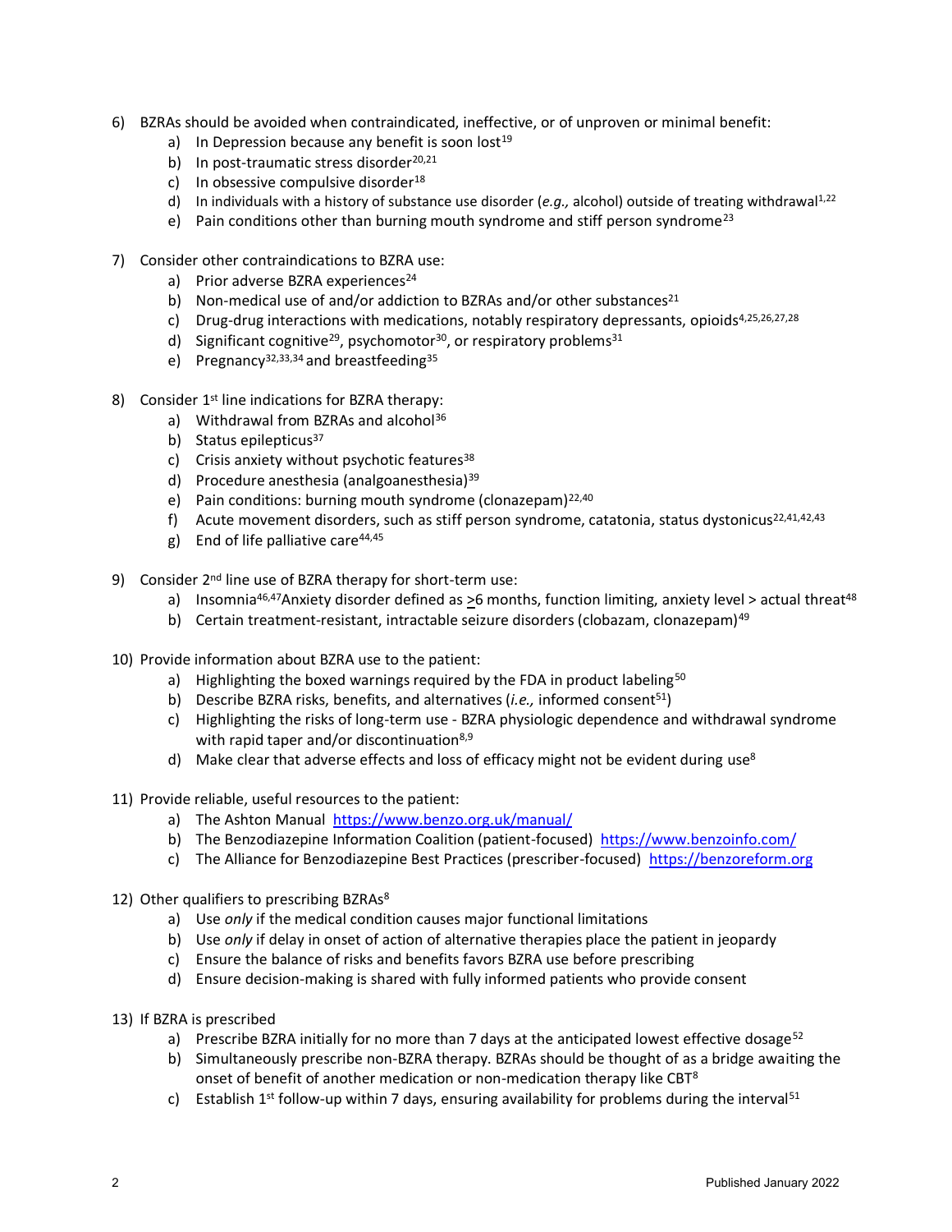6) BZRAs should be avoided when contraindicated, ineffective, or of unproven or minimal benefit:
    a) In Depression because any benefit is soon lost[19]
    b) In post-traumatic stress disorder[20,21]
    c) In obsessive compulsive disorder[18]
    d) In individuals with a history of substance use disorder (*e.g.,* alcohol) outside of treating withdrawal[1,22]
    e) Pain conditions other than burning mouth syndrome and stiff person syndrome[23]

7) Consider other contraindications to BZRA use:
    a) Prior adverse BZRA experiences[24]
    b) Non-medical use of and/or addiction to BZRAs and/or other substances[21]
    c) Drug-drug interactions with medications, notably respiratory depressants, opioids[4,25,26,27,28]
    d) Significant cognitive[29], psychomotor[30], or respiratory problems[31]
    e) Pregnancy[32,33,34] and breastfeeding[35]

8) Consider 1st line indications for BZRA therapy:
    a) Withdrawal from BZRAs and alcohol[36]
    b) Status epilepticus[37]
    c) Crisis anxiety without psychotic features[38]
    d) Procedure anesthesia (analgoanesthesia)[39]
    e) Pain conditions: burning mouth syndrome (clonazepam)[22,40]
    f) Acute movement disorders, such as stiff person syndrome, catatonia, status dystonicus[22,41,42,43]
    g) End of life palliative care[44,45]

9) Consider 2nd line use of BZRA therapy for short-term use:
    a) Insomnia[46,47]Anxiety disorder defined as ≥6 months, function limiting, anxiety level > actual threat[48]
    b) Certain treatment-resistant, intractable seizure disorders (clobazam, clonazepam)[49]

10) Provide information about BZRA use to the patient:
    a) Highlighting the boxed warnings required by the FDA in product labeling[50]
    b) Describe BZRA risks, benefits, and alternatives (*i.e.,* informed consent[51])
    c) Highlighting the risks of long-term use - BZRA physiologic dependence and withdrawal syndrome with rapid taper and/or discontinuation[8,9]
    d) Make clear that adverse effects and loss of efficacy might not be evident during use[8]

11) Provide reliable, useful resources to the patient:
    a) The Ashton Manual https://www.benzo.org.uk/manual/
    b) The Benzodiazepine Information Coalition (patient-focused) https://www.benzoinfo.com/
    c) The Alliance for Benzodiazepine Best Practices (prescriber-focused) https://benzoreform.org

12) Other qualifiers to prescribing BZRAs[8]
    a) Use *only* if the medical condition causes major functional limitations
    b) Use *only* if delay in onset of action of alternative therapies place the patient in jeopardy
    c) Ensure the balance of risks and benefits favors BZRA use before prescribing
    d) Ensure decision-making is shared with fully informed patients who provide consent

13) If BZRA is prescribed
    a) Prescribe BZRA initially for no more than 7 days at the anticipated lowest effective dosage[52]
    b) Simultaneously prescribe non-BZRA therapy. BZRAs should be thought of as a bridge awaiting the onset of benefit of another medication or non-medication therapy like CBT[8]
    c) Establish 1st follow-up within 7 days, ensuring availability for problems during the interval[51]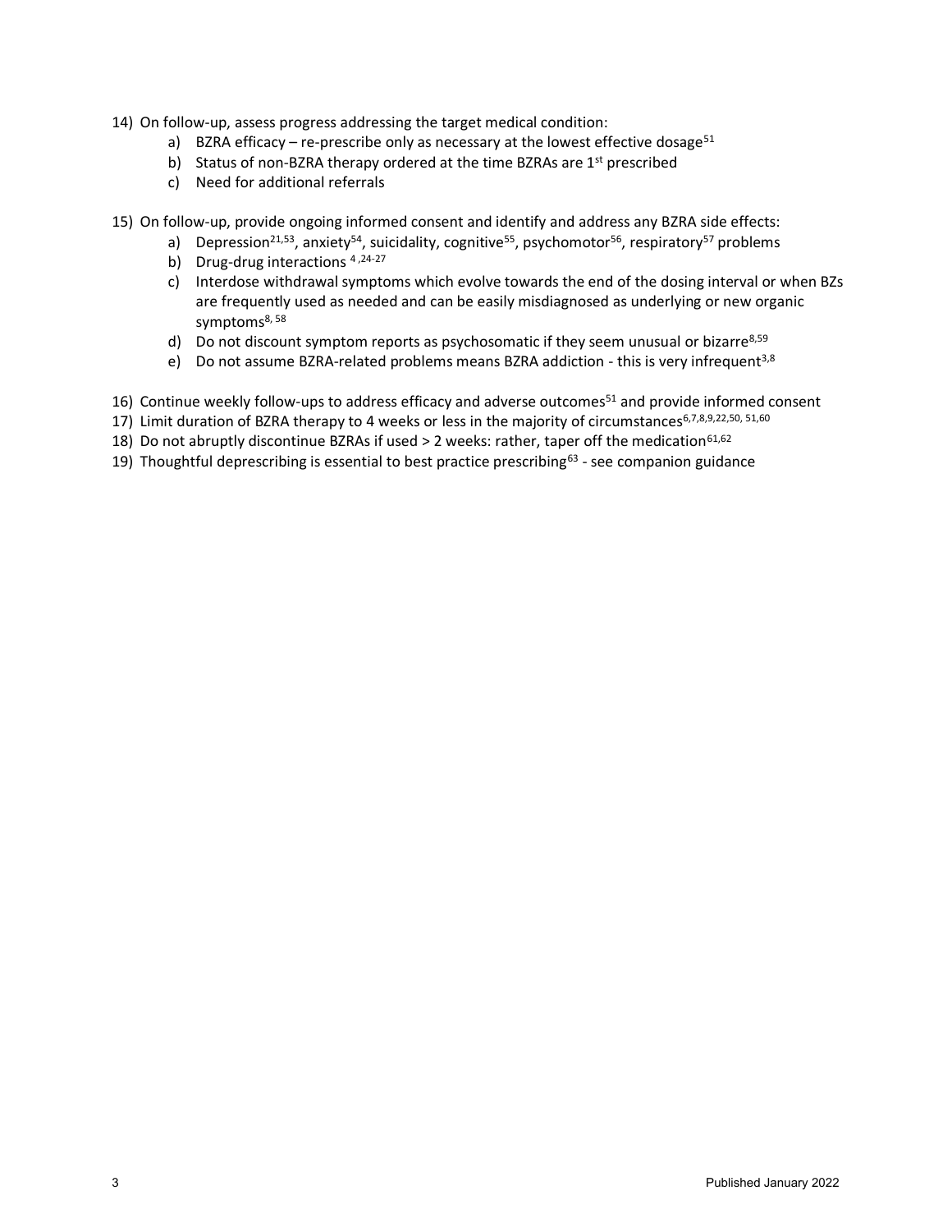14) On follow-up, assess progress addressing the target medical condition:
    a) BZRA efficacy – re-prescribe only as necessary at the lowest effective dosage[51]
    b) Status of non-BZRA therapy ordered at the time BZRAs are 1st prescribed
    c) Need for additional referrals

15) On follow-up, provide ongoing informed consent and identify and address any BZRA side effects:
    a) Depression[21,53], anxiety[54], suicidality, cognitive[55], psychomotor[56], respiratory[57] problems
    b) Drug-drug interactions [4,24-27]
    c) Interdose withdrawal symptoms which evolve towards the end of the dosing interval or when BZs are frequently used as needed and can be easily misdiagnosed as underlying or new organic symptoms[8,58]
    d) Do not discount symptom reports as psychosomatic if they seem unusual or bizarre[8,59]
    e) Do not assume BZRA-related problems means BZRA addiction - this is very infrequent[3,8]

16) Continue weekly follow-ups to address efficacy and adverse outcomes[51] and provide informed consent
17) Limit duration of BZRA therapy to 4 weeks or less in the majority of circumstances[6,7,8,9,22,50,51,60]
18) Do not abruptly discontinue BZRAs if used > 2 weeks: rather, taper off the medication[61,62]
19) Thoughtful deprescribing is essential to best practice prescribing[63] - see companion guidance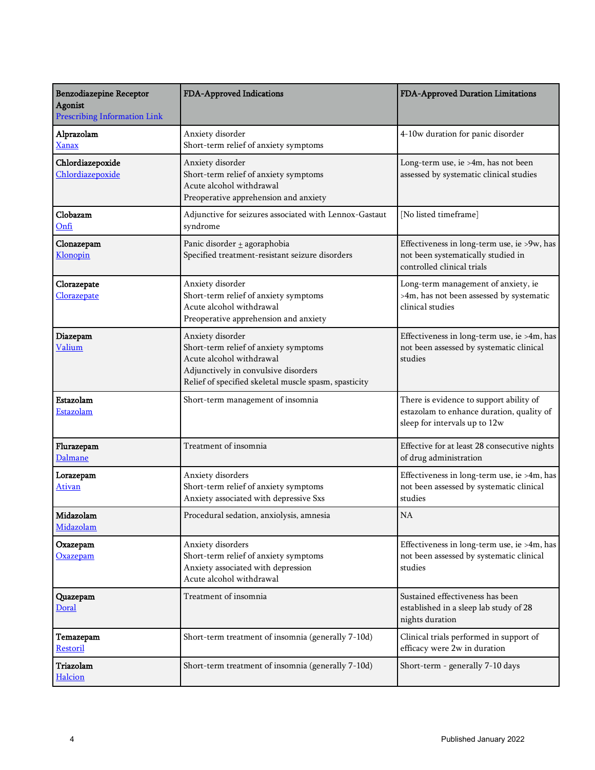| Benzodiazepine Receptor Agonist<br>Prescribing Information Link | FDA-Approved Indications | FDA-Approved Duration Limitations |
|---|---|---|
| **Alprazolam**<br>Xanax | Anxiety disorder<br>Short-term relief of anxiety symptoms | 4-10w duration for panic disorder |
| **Chlordiazepoxide**<br>Chlordiazepoxide | Anxiety disorder<br>Short-term relief of anxiety symptoms<br>Acute alcohol withdrawal<br>Preoperative apprehension and anxiety | Long-term use, ie >4m, has not been assessed by systematic clinical studies |
| **Clobazam**<br>Onfi | Adjunctive for seizures associated with Lennox-Gastaut syndrome | [No listed timeframe] |
| **Clonazepam**<br>Klonopin | Panic disorder ± agoraphobia<br>Specified treatment-resistant seizure disorders | Effectiveness in long-term use, ie >9w, has not been systematically studied in controlled clinical trials |
| **Clorazepate**<br>Clorazepate | Anxiety disorder<br>Short-term relief of anxiety symptoms<br>Acute alcohol withdrawal<br>Preoperative apprehension and anxiety | Long-term management of anxiety, ie >4m, has not been assessed by systematic clinical studies |
| **Diazepam**<br>Valium | Anxiety disorder<br>Short-term relief of anxiety symptoms<br>Acute alcohol withdrawal<br>Adjunctively in convulsive disorders<br>Relief of specified skeletal muscle spasm, spasticity | Effectiveness in long-term use, ie >4m, has not been assessed by systematic clinical studies |
| **Estazolam**<br>Estazolam | Short-term management of insomnia | There is evidence to support ability of estazolam to enhance duration, quality of sleep for intervals up to 12w |
| **Flurazepam**<br>Dalmane | Treatment of insomnia | Effective for at least 28 consecutive nights of drug administration |
| **Lorazepam**<br>Ativan | Anxiety disorders<br>Short-term relief of anxiety symptoms<br>Anxiety associated with depressive Sxs | Effectiveness in long-term use, ie >4m, has not been assessed by systematic clinical studies |
| **Midazolam**<br>Midazolam | Procedural sedation, anxiolysis, amnesia | NA |
| **Oxazepam**<br>Oxazepam | Anxiety disorders<br>Short-term relief of anxiety symptoms<br>Anxiety associated with depression<br>Acute alcohol withdrawal | Effectiveness in long-term use, ie >4m, has not been assessed by systematic clinical studies |
| **Quazepam**<br>Doral | Treatment of insomnia | Sustained effectiveness has been established in a sleep lab study of 28 nights duration |
| **Temazepam**<br>Restoril | Short-term treatment of insomnia (generally 7-10d) | Clinical trials performed in support of efficacy were 2w in duration |
| **Triazolam**<br>Halcion | Short-term treatment of insomnia (generally 7-10d) | Short-term - generally 7-10 days |

Published January 2022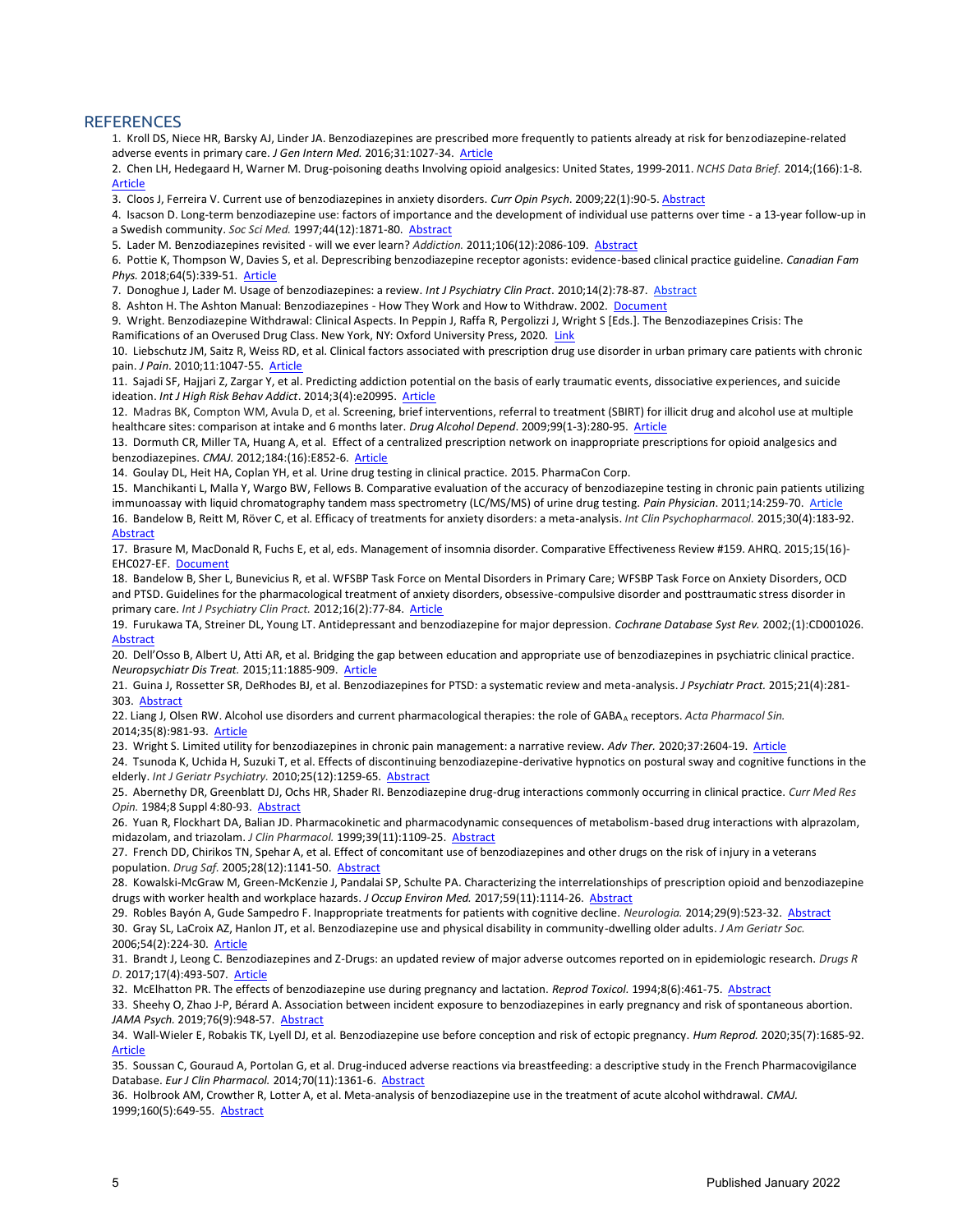## REFERENCES

1. Kroll DS, Niece HR, Barsky AJ, Linder JA. Benzodiazepines are prescribed more frequently to patients already at risk for benzodiazepine-related adverse events in primary care. *J Gen Intern Med.* 2016;31:1027-34. Article
2. Chen LH, Hedegaard H, Warner M. Drug-poisoning deaths Involving opioid analgesics: United States, 1999-2011. *NCHS Data Brief.* 2014;(166):1-8. Article
3. Cloos J, Ferreira V. Current use of benzodiazepines in anxiety disorders. *Curr Opin Psych.* 2009;22(1):90-5. Abstract
4. Isacson D. Long-term benzodiazepine use: factors of importance and the development of individual use patterns over time - a 13-year follow-up in a Swedish community. *Soc Sci Med.* 1997;44(12):1871-80. Abstract
5. Lader M. Benzodiazepines revisited - will we ever learn? *Addiction.* 2011;106(12):2086-109. Abstract
6. Pottie K, Thompson W, Davies S, et al. Deprescribing benzodiazepine receptor agonists: evidence-based clinical practice guideline. *Canadian Fam Phys.* 2018;64(5):339-51. Article
7. Donoghue J, Lader M. Usage of benzodiazepines: a review. *Int J Psychiatry Clin Pract.* 2010;14(2):78-87. Abstract
8. Ashton H. The Ashton Manual: Benzodiazepines - How They Work and How to Withdraw. 2002. Document
9. Wright. Benzodiazepine Withdrawal: Clinical Aspects. In Peppin J, Raffa R, Pergolizzi J, Wright S [Eds.]. The Benzodiazepines Crisis: The Ramifications of an Overused Drug Class. New York, NY: Oxford University Press, 2020. Link
10. Liebschutz JM, Saitz R, Weiss RD, et al. Clinical factors associated with prescription drug use disorder in urban primary care patients with chronic pain. *J Pain.* 2010;11:1047-55. Article
11. Sajadi SF, Hajjari Z, Zargar Y, et al. Predicting addiction potential on the basis of early traumatic events, dissociative experiences, and suicide ideation. *Int J High Risk Behav Addict.* 2014;3(4):e20995. Article
12. Madras BK, Compton WM, Avula D, et al. Screening, brief interventions, referral to treatment (SBIRT) for illicit drug and alcohol use at multiple healthcare sites: comparison at intake and 6 months later. *Drug Alcohol Depend.* 2009;99(1-3):280-95. Article
13. Dormuth CR, Miller TA, Huang A, et al. Effect of a centralized prescription network on inappropriate prescriptions for opioid analgesics and benzodiazepines. *CMAJ.* 2012;184:(16):E852-6. Article
14. Goulay DL, Heit HA, Coplan YH, et al. Urine drug testing in clinical practice. 2015. PharmaCon Corp.
15. Manchikanti L, Malla Y, Wargo BW, Fellows B. Comparative evaluation of the accuracy of benzodiazepine testing in chronic pain patients utilizing immunoassay with liquid chromatography tandem mass spectrometry (LC/MS/MS) of urine drug testing. *Pain Physician.* 2011;14:259-70. Article
16. Bandelow B, Reitt M, Röver C, et al. Efficacy of treatments for anxiety disorders: a meta-analysis. *Int Clin Psychopharmacol.* 2015;30(4):183-92. Abstract
17. Brasure M, MacDonald R, Fuchs E, et al, eds. Management of insomnia disorder. Comparative Effectiveness Review #159. AHRQ. 2015;15(16)-EHC027-EF. Document
18. Bandelow B, Sher L, Bunevicius R, et al. WFSBP Task Force on Mental Disorders in Primary Care; WFSBP Task Force on Anxiety Disorders, OCD and PTSD. Guidelines for the pharmacological treatment of anxiety disorders, obsessive-compulsive disorder and posttraumatic stress disorder in primary care. *Int J Psychiatry Clin Pract.* 2012;16(2):77-84. Article
19. Furukawa TA, Streiner DL, Young LT. Antidepressant and benzodiazepine for major depression. *Cochrane Database Syst Rev.* 2002;(1):CD001026. Abstract
20. Dell'Osso B, Albert U, Atti AR, et al. Bridging the gap between education and appropriate use of benzodiazepines in psychiatric clinical practice. *Neuropsychiatr Dis Treat.* 2015;11:1885-909. Article
21. Guina J, Rossetter SR, DeRhodes BJ, et al. Benzodiazepines for PTSD: a systematic review and meta-analysis. *J Psychiatr Pract.* 2015;21(4):281-303. Abstract
22. Liang J, Olsen RW. Alcohol use disorders and current pharmacological therapies: the role of $GABA_A$ receptors. *Acta Pharmacol Sin.* 2014;35(8):981-93. Article
23. Wright S. Limited utility for benzodiazepines in chronic pain management: a narrative review. *Adv Ther.* 2020;37:2604-19. Article
24. Tsunoda K, Uchida H, Suzuki T, et al. Effects of discontinuing benzodiazepine-derivative hypnotics on postural sway and cognitive functions in the elderly. *Int J Geriatr Psychiatry.* 2010;25(12):1259-65. Abstract
25. Abernethy DR, Greenblatt DJ, Ochs HR, Shader RI. Benzodiazepine drug-drug interactions commonly occurring in clinical practice. *Curr Med Res Opin.* 1984;8 Suppl 4:80-93. Abstract
26. Yuan R, Flockhart DA, Balian JD. Pharmacokinetic and pharmacodynamic consequences of metabolism-based drug interactions with alprazolam, midazolam, and triazolam. *J Clin Pharmacol.* 1999;39(11):1109-25. Abstract
27. French DD, Chirikos TN, Spehar A, et al. Effect of concomitant use of benzodiazepines and other drugs on the risk of injury in a veterans population. *Drug Saf.* 2005;28(12):1141-50. Abstract
28. Kowalski-McGraw M, Green-McKenzie J, Pandalai SP, Schulte PA. Characterizing the interrelationships of prescription opioid and benzodiazepine drugs with worker health and workplace hazards. *J Occup Environ Med.* 2017;59(11):1114-26. Abstract
29. Robles Bayón A, Gude Sampedro F. Inappropriate treatments for patients with cognitive decline. *Neurologia.* 2014;29(9):523-32. Abstract
30. Gray SL, LaCroix AZ, Hanlon JT, et al. Benzodiazepine use and physical disability in community-dwelling older adults. *J Am Geriatr Soc.* 2006;54(2):224-30. Article
31. Brandt J, Leong C. Benzodiazepines and Z-Drugs: an updated review of major adverse outcomes reported on in epidemiologic research. *Drugs R D.* 2017;17(4):493-507. Article
32. McElhatton PR. The effects of benzodiazepine use during pregnancy and lactation. *Reprod Toxicol.* 1994;8(6):461-75. Abstract
33. Sheehy O, Zhao J-P, Bérard A. Association between incident exposure to benzodiazepines in early pregnancy and risk of spontaneous abortion. *JAMA Psych.* 2019;76(9):948-57. Abstract
34. Wall-Wieler E, Robakis TK, Lyell DJ, et al. Benzodiazepine use before conception and risk of ectopic pregnancy. *Hum Reprod.* 2020;35(7):1685-92. Article
35. Soussan C, Gouraud A, Portolan G, et al. Drug-induced adverse reactions via breastfeeding: a descriptive study in the French Pharmacovigilance Database. *Eur J Clin Pharmacol.* 2014;70(11):1361-6. Abstract
36. Holbrook AM, Crowther R, Lotter A, et al. Meta-analysis of benzodiazepine use in the treatment of acute alcohol withdrawal. *CMAJ.* 1999;160(5):649-55. Abstract

Published January 2022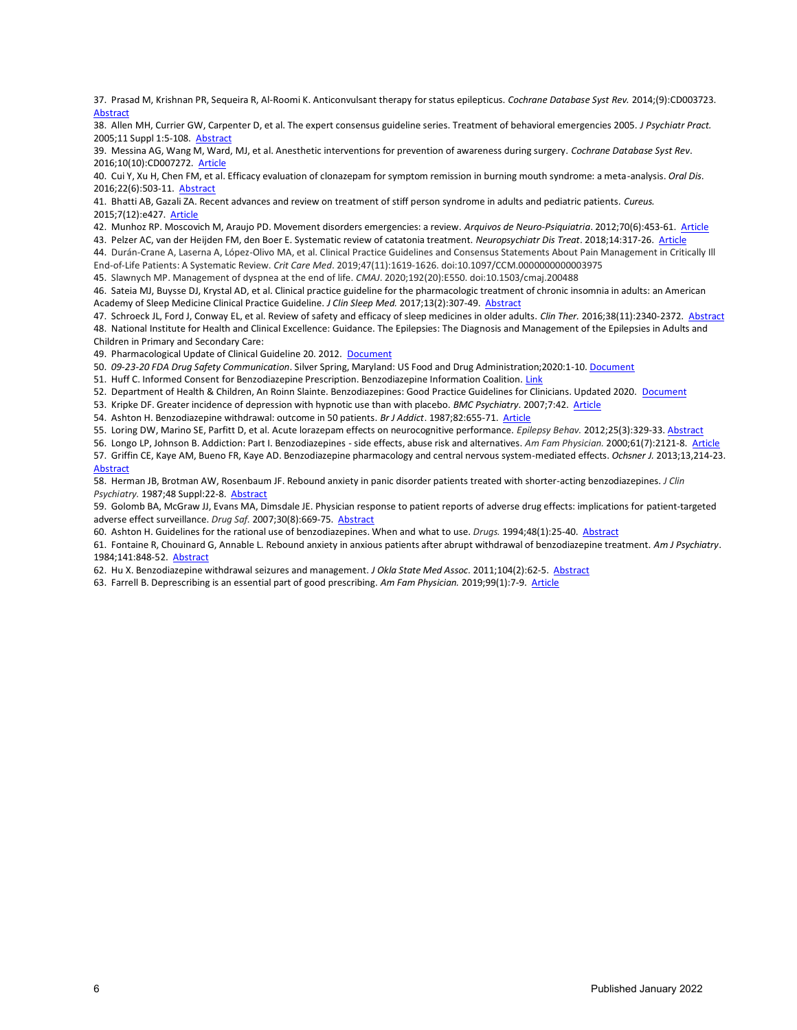37. Prasad M, Krishnan PR, Sequeira R, Al-Roomi K. Anticonvulsant therapy for status epilepticus. *Cochrane Database Syst Rev.* 2014;(9):CD003723. Abstract
38. Allen MH, Currier GW, Carpenter D, et al. The expert consensus guideline series. Treatment of behavioral emergencies 2005. *J Psychiatr Pract.* 2005;11 Suppl 1:5-108. Abstract
39. Messina AG, Wang M, Ward, MJ, et al. Anesthetic interventions for prevention of awareness during surgery. *Cochrane Database Syst Rev*. 2016;10(10):CD007272. Article
40. Cui Y, Xu H, Chen FM, et al. Efficacy evaluation of clonazepam for symptom remission in burning mouth syndrome: a meta-analysis. *Oral Dis*. 2016;22(6):503-11. Abstract
41. Bhatti AB, Gazali ZA. Recent advances and review on treatment of stiff person syndrome in adults and pediatric patients. *Cureus.* 2015;7(12):e427. Article
42. Munhoz RP. Moscovich M, Araujo PD. Movement disorders emergencies: a review. *Arquivos de Neuro-Psiquiatria*. 2012;70(6):453-61. Article
43. Pelzer AC, van der Heijden FM, den Boer E. Systematic review of catatonia treatment. *Neuropsychiatr Dis Treat*. 2018;14:317-26. Article
44. Durán-Crane A, Laserna A, López-Olivo MA, et al. Clinical Practice Guidelines and Consensus Statements About Pain Management in Critically Ill End-of-Life Patients: A Systematic Review. *Crit Care Med*. 2019;47(11):1619-1626. doi:10.1097/CCM.0000000000003975
45. Slawnych MP. Management of dyspnea at the end of life. *CMAJ*. 2020;192(20):E550. doi:10.1503/cmaj.200488
46. Sateia MJ, Buysse DJ, Krystal AD, et al. Clinical practice guideline for the pharmacologic treatment of chronic insomnia in adults: an American Academy of Sleep Medicine Clinical Practice Guideline. *J Clin Sleep Med.* 2017;13(2):307-49. Abstract
47. Schroeck JL, Ford J, Conway EL, et al. Review of safety and efficacy of sleep medicines in older adults. *Clin Ther.* 2016;38(11):2340-2372. Abstract
48. National Institute for Health and Clinical Excellence: Guidance. The Epilepsies: The Diagnosis and Management of the Epilepsies in Adults and Children in Primary and Secondary Care:
49. Pharmacological Update of Clinical Guideline 20. 2012. Document
50. *09-23-20 FDA Drug Safety Communication*. Silver Spring, Maryland: US Food and Drug Administration;2020:1-10. Document
51. Huff C. Informed Consent for Benzodiazepine Prescription. Benzodiazepine Information Coalition. Link
52. Department of Health & Children, An Roinn Slainte. Benzodiazepines: Good Practice Guidelines for Clinicians. Updated 2020. Document
53. Kripke DF. Greater incidence of depression with hypnotic use than with placebo. *BMC Psychiatry*. 2007;7:42. Article
54. Ashton H. Benzodiazepine withdrawal: outcome in 50 patients. *Br J Addict*. 1987;82:655-71. Article
55. Loring DW, Marino SE, Parfitt D, et al. Acute lorazepam effects on neurocognitive performance. *Epilepsy Behav.* 2012;25(3):329-33. Abstract
56. Longo LP, Johnson B. Addiction: Part I. Benzodiazepines - side effects, abuse risk and alternatives. *Am Fam Physician.* 2000;61(7):2121-8. Article
57. Griffin CE, Kaye AM, Bueno FR, Kaye AD. Benzodiazepine pharmacology and central nervous system-mediated effects. *Ochsner J.* 2013;13,214-23. Abstract
58. Herman JB, Brotman AW, Rosenbaum JF. Rebound anxiety in panic disorder patients treated with shorter-acting benzodiazepines. *J Clin Psychiatry.* 1987;48 Suppl:22-8. Abstract
59. Golomb BA, McGraw JJ, Evans MA, Dimsdale JE. Physician response to patient reports of adverse drug effects: implications for patient-targeted adverse effect surveillance. *Drug Saf.* 2007;30(8):669-75. Abstract
60. Ashton H. Guidelines for the rational use of benzodiazepines. When and what to use. *Drugs.* 1994;48(1):25-40. Abstract
61. Fontaine R, Chouinard G, Annable L. Rebound anxiety in anxious patients after abrupt withdrawal of benzodiazepine treatment. *Am J Psychiatry*. 1984;141:848-52. Abstract
62. Hu X. Benzodiazepine withdrawal seizures and management. *J Okla State Med Assoc*. 2011;104(2):62-5. Abstract
63. Farrell B. Deprescribing is an essential part of good prescribing. *Am Fam Physician.* 2019;99(1):7-9. Article

Published January 2022